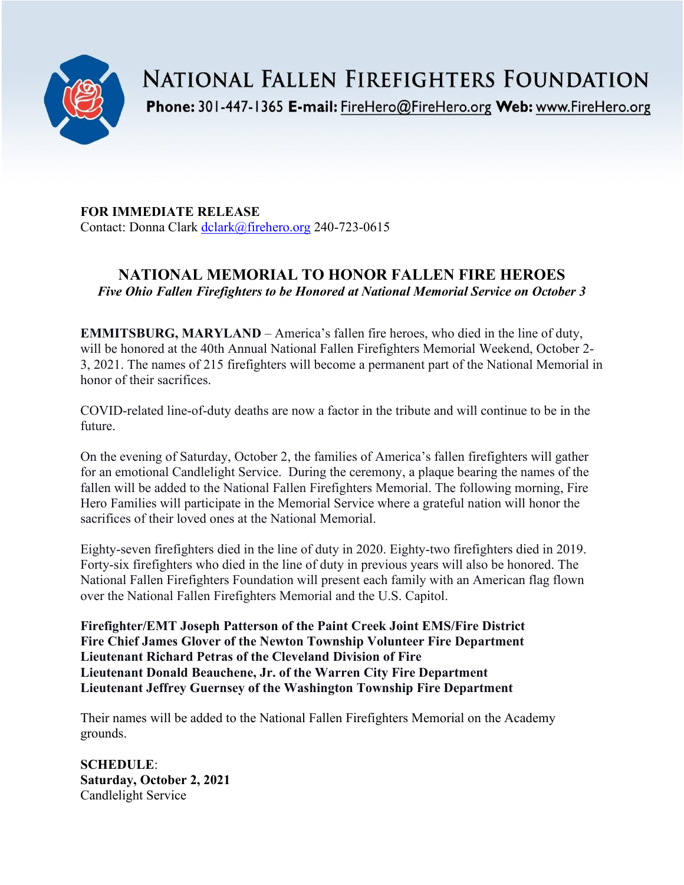# NATIONAL FALLEN FIREFIGHTERS FOUNDATION

**Phone:** 301-447-1365 **E-mail:** FireHero@FireHero.org **Web:** www.FireHero.org

**FOR IMMEDIATE RELEASE**
Contact: Donna Clark dclark@firehero.org 240-723-0615

## NATIONAL MEMORIAL TO HONOR FALLEN FIRE HEROES

***Five Ohio Fallen Firefighters to be Honored at National Memorial Service on October 3***

**EMMITSBURG, MARYLAND** – America's fallen fire heroes, who died in the line of duty, will be honored at the 40th Annual National Fallen Firefighters Memorial Weekend, October 2-3, 2021. The names of 215 firefighters will become a permanent part of the National Memorial in honor of their sacrifices.

COVID-related line-of-duty deaths are now a factor in the tribute and will continue to be in the future.

On the evening of Saturday, October 2, the families of America's fallen firefighters will gather for an emotional Candlelight Service. During the ceremony, a plaque bearing the names of the fallen will be added to the National Fallen Firefighters Memorial. The following morning, Fire Hero Families will participate in the Memorial Service where a grateful nation will honor the sacrifices of their loved ones at the National Memorial.

Eighty-seven firefighters died in the line of duty in 2020. Eighty-two firefighters died in 2019. Forty-six firefighters who died in the line of duty in previous years will also be honored. The National Fallen Firefighters Foundation will present each family with an American flag flown over the National Fallen Firefighters Memorial and the U.S. Capitol.

**Firefighter/EMT Joseph Patterson of the Paint Creek Joint EMS/Fire District**
**Fire Chief James Glover of the Newton Township Volunteer Fire Department**
**Lieutenant Richard Petras of the Cleveland Division of Fire**
**Lieutenant Donald Beauchene, Jr. of the Warren City Fire Department**
**Lieutenant Jeffrey Guernsey of the Washington Township Fire Department**

Their names will be added to the National Fallen Firefighters Memorial on the Academy grounds.

**SCHEDULE**:
**Saturday, October 2, 2021**
Candlelight Service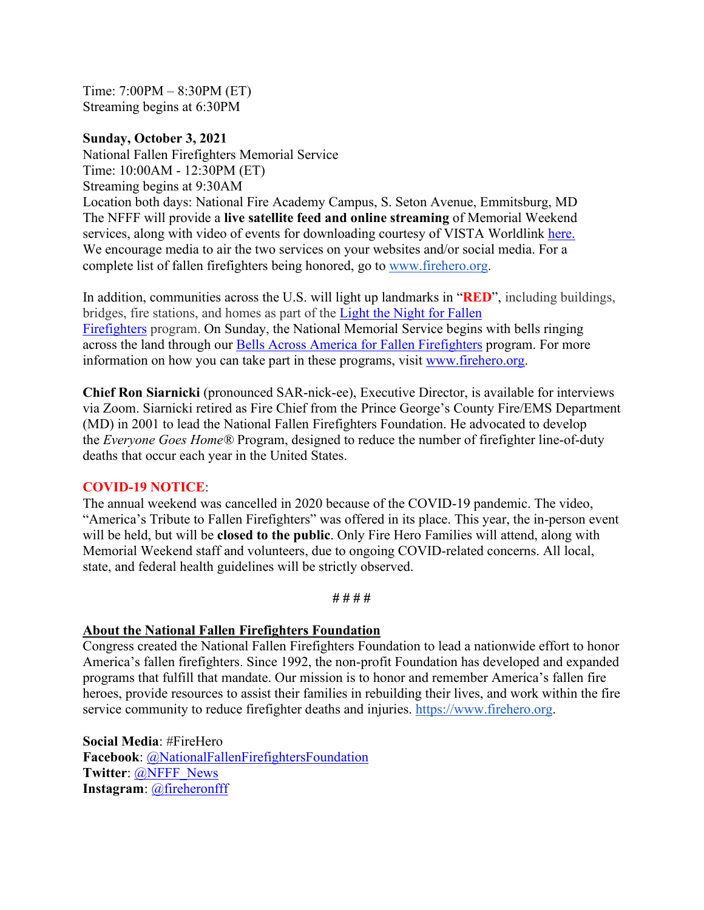Time: 7:00PM – 8:30PM (ET)
Streaming begins at 6:30PM

**Sunday, October 3, 2021**
National Fallen Firefighters Memorial Service
Time: 10:00AM - 12:30PM (ET)
Streaming begins at 9:30AM
Location both days: National Fire Academy Campus, S. Seton Avenue, Emmitsburg, MD
The NFFF will provide a **live satellite feed and online streaming** of Memorial Weekend services, along with video of events for downloading courtesy of VISTA Worldlink here. We encourage media to air the two services on your websites and/or social media. For a complete list of fallen firefighters being honored, go to www.firehero.org.

In addition, communities across the U.S. will light up landmarks in "**RED**", including buildings, bridges, fire stations, and homes as part of the Light the Night for Fallen Firefighters program. On Sunday, the National Memorial Service begins with bells ringing across the land through our Bells Across America for Fallen Firefighters program. For more information on how you can take part in these programs, visit www.firehero.org.

**Chief Ron Siarnicki** (pronounced SAR-nick-ee), Executive Director, is available for interviews via Zoom. Siarnicki retired as Fire Chief from the Prince George's County Fire/EMS Department (MD) in 2001 to lead the National Fallen Firefighters Foundation. He advocated to develop the *Everyone Goes Home®* Program, designed to reduce the number of firefighter line-of-duty deaths that occur each year in the United States.

**COVID-19 NOTICE**:
The annual weekend was cancelled in 2020 because of the COVID-19 pandemic. The video, "America's Tribute to Fallen Firefighters" was offered in its place. This year, the in-person event will be held, but will be **closed to the public**. Only Fire Hero Families will attend, along with Memorial Weekend staff and volunteers, due to ongoing COVID-related concerns. All local, state, and federal health guidelines will be strictly observed.

# # # #

**About the National Fallen Firefighters Foundation**
Congress created the National Fallen Firefighters Foundation to lead a nationwide effort to honor America's fallen firefighters. Since 1992, the non-profit Foundation has developed and expanded programs that fulfill that mandate. Our mission is to honor and remember America's fallen fire heroes, provide resources to assist their families in rebuilding their lives, and work within the fire service community to reduce firefighter deaths and injuries. https://www.firehero.org.

**Social Media**: #FireHero
**Facebook**: @NationalFallenFirefightersFoundation
**Twitter**: @NFFF_News
**Instagram**: @fireheronfff